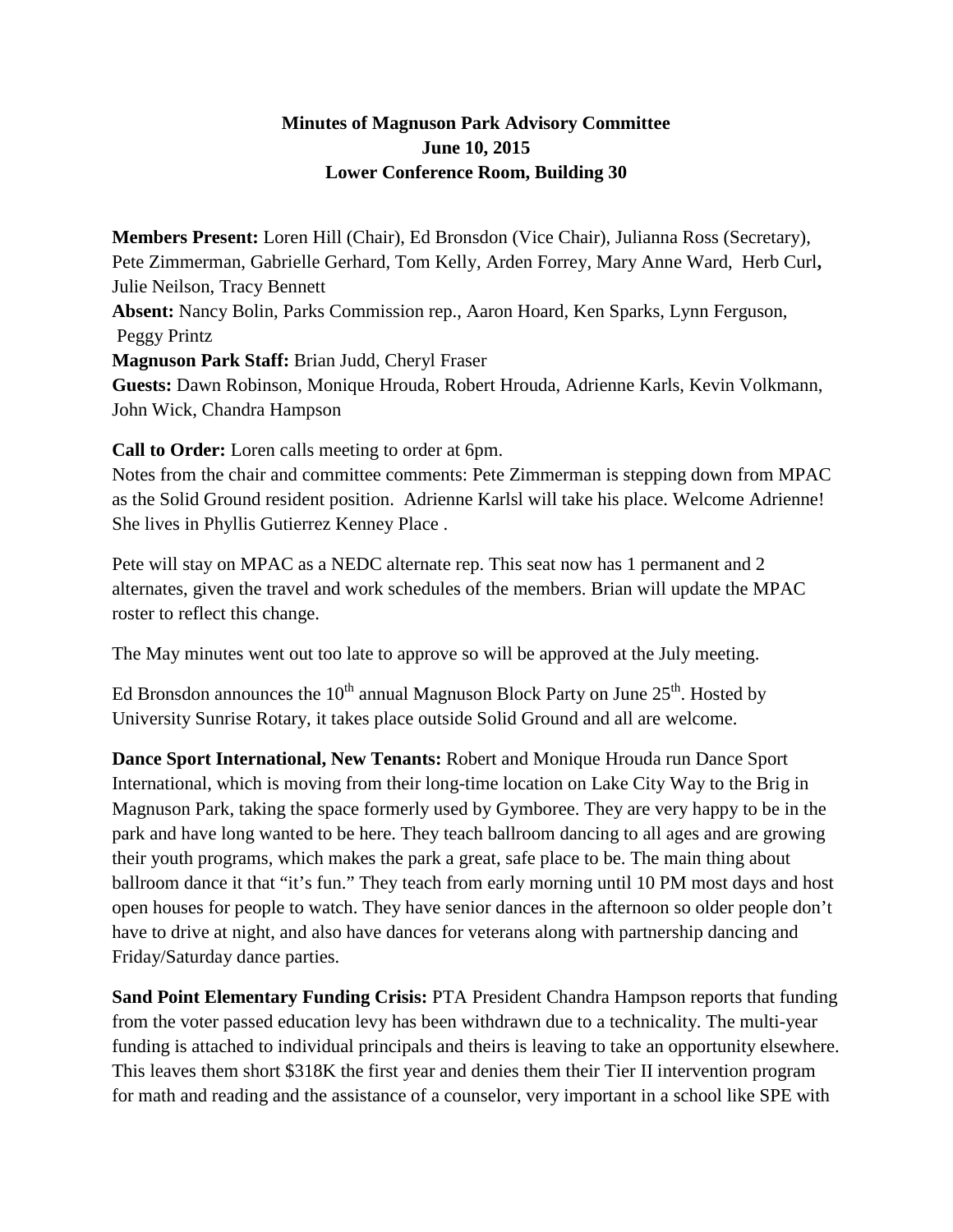**Minutes of Magnuson Park Advisory Committee**
**June 10, 2015**
**Lower Conference Room, Building 30**

**Members Present:** Loren Hill (Chair), Ed Bronsdon (Vice Chair), Julianna Ross (Secretary), Pete Zimmerman, Gabrielle Gerhard, Tom Kelly, Arden Forrey, Mary Anne Ward, Herb Curl**,** Julie Neilson, Tracy Bennett
**Absent:** Nancy Bolin, Parks Commission rep., Aaron Hoard, Ken Sparks, Lynn Ferguson, Peggy Printz
**Magnuson Park Staff:** Brian Judd, Cheryl Fraser
**Guests:** Dawn Robinson, Monique Hrouda, Robert Hrouda, Adrienne Karls, Kevin Volkmann, John Wick, Chandra Hampson

**Call to Order:** Loren calls meeting to order at 6pm.
Notes from the chair and committee comments: Pete Zimmerman is stepping down from MPAC as the Solid Ground resident position. Adrienne Karlsl will take his place. Welcome Adrienne! She lives in Phyllis Gutierrez Kenney Place .

Pete will stay on MPAC as a NEDC alternate rep. This seat now has 1 permanent and 2 alternates, given the travel and work schedules of the members. Brian will update the MPAC roster to reflect this change.

The May minutes went out too late to approve so will be approved at the July meeting.

Ed Bronsdon announces the 10th annual Magnuson Block Party on June 25th. Hosted by University Sunrise Rotary, it takes place outside Solid Ground and all are welcome.

**Dance Sport International, New Tenants:** Robert and Monique Hrouda run Dance Sport International, which is moving from their long-time location on Lake City Way to the Brig in Magnuson Park, taking the space formerly used by Gymboree. They are very happy to be in the park and have long wanted to be here. They teach ballroom dancing to all ages and are growing their youth programs, which makes the park a great, safe place to be. The main thing about ballroom dance it that "it's fun." They teach from early morning until 10 PM most days and host open houses for people to watch. They have senior dances in the afternoon so older people don't have to drive at night, and also have dances for veterans along with partnership dancing and Friday/Saturday dance parties.

**Sand Point Elementary Funding Crisis:** PTA President Chandra Hampson reports that funding from the voter passed education levy has been withdrawn due to a technicality. The multi-year funding is attached to individual principals and theirs is leaving to take an opportunity elsewhere. This leaves them short $318K the first year and denies them their Tier II intervention program for math and reading and the assistance of a counselor, very important in a school like SPE with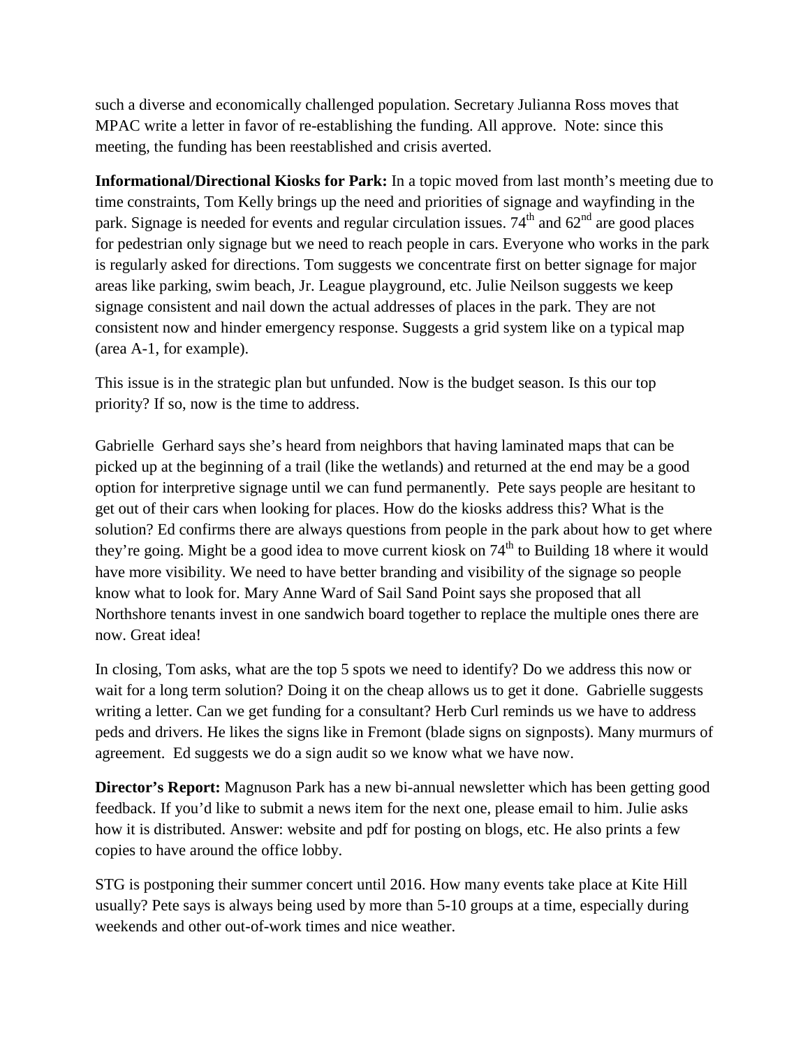such a diverse and economically challenged population. Secretary Julianna Ross moves that MPAC write a letter in favor of re-establishing the funding. All approve. Note: since this meeting, the funding has been reestablished and crisis averted.

**Informational/Directional Kiosks for Park:** In a topic moved from last month's meeting due to time constraints, Tom Kelly brings up the need and priorities of signage and wayfinding in the park. Signage is needed for events and regular circulation issues. 74th and 62nd are good places for pedestrian only signage but we need to reach people in cars. Everyone who works in the park is regularly asked for directions. Tom suggests we concentrate first on better signage for major areas like parking, swim beach, Jr. League playground, etc. Julie Neilson suggests we keep signage consistent and nail down the actual addresses of places in the park. They are not consistent now and hinder emergency response. Suggests a grid system like on a typical map (area A-1, for example).

This issue is in the strategic plan but unfunded. Now is the budget season. Is this our top priority? If so, now is the time to address.

Gabrielle Gerhard says she's heard from neighbors that having laminated maps that can be picked up at the beginning of a trail (like the wetlands) and returned at the end may be a good option for interpretive signage until we can fund permanently. Pete says people are hesitant to get out of their cars when looking for places. How do the kiosks address this? What is the solution? Ed confirms there are always questions from people in the park about how to get where they're going. Might be a good idea to move current kiosk on 74th to Building 18 where it would have more visibility. We need to have better branding and visibility of the signage so people know what to look for. Mary Anne Ward of Sail Sand Point says she proposed that all Northshore tenants invest in one sandwich board together to replace the multiple ones there are now. Great idea!

In closing, Tom asks, what are the top 5 spots we need to identify? Do we address this now or wait for a long term solution? Doing it on the cheap allows us to get it done. Gabrielle suggests writing a letter. Can we get funding for a consultant? Herb Curl reminds us we have to address peds and drivers. He likes the signs like in Fremont (blade signs on signposts). Many murmurs of agreement. Ed suggests we do a sign audit so we know what we have now.

**Director's Report:** Magnuson Park has a new bi-annual newsletter which has been getting good feedback. If you'd like to submit a news item for the next one, please email to him. Julie asks how it is distributed. Answer: website and pdf for posting on blogs, etc. He also prints a few copies to have around the office lobby.

STG is postponing their summer concert until 2016. How many events take place at Kite Hill usually? Pete says is always being used by more than 5-10 groups at a time, especially during weekends and other out-of-work times and nice weather.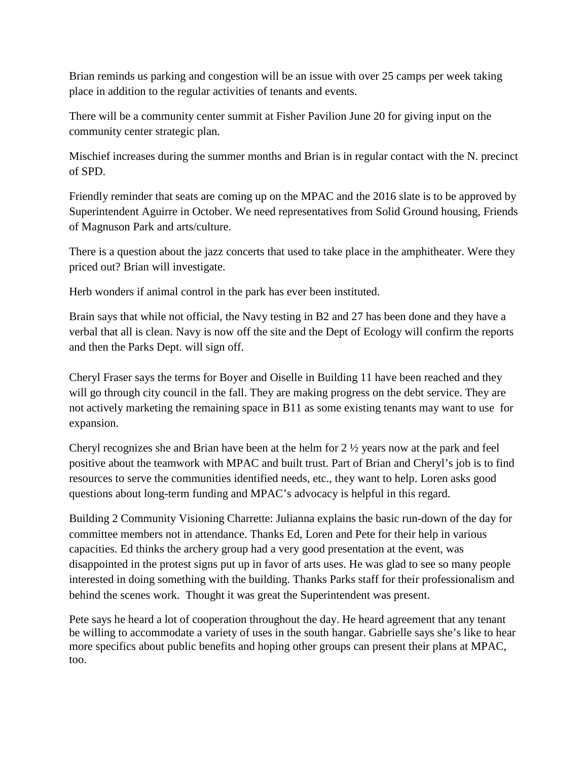Brian reminds us parking and congestion will be an issue with over 25 camps per week taking place in addition to the regular activities of tenants and events.

There will be a community center summit at Fisher Pavilion June 20 for giving input on the community center strategic plan.

Mischief increases during the summer months and Brian is in regular contact with the N. precinct of SPD.

Friendly reminder that seats are coming up on the MPAC and the 2016 slate is to be approved by Superintendent Aguirre in October. We need representatives from Solid Ground housing, Friends of Magnuson Park and arts/culture.

There is a question about the jazz concerts that used to take place in the amphitheater. Were they priced out? Brian will investigate.

Herb wonders if animal control in the park has ever been instituted.

Brain says that while not official, the Navy testing in B2 and 27 has been done and they have a verbal that all is clean. Navy is now off the site and the Dept of Ecology will confirm the reports and then the Parks Dept. will sign off.

Cheryl Fraser says the terms for Boyer and Oiselle in Building 11 have been reached and they will go through city council in the fall. They are making progress on the debt service. They are not actively marketing the remaining space in B11 as some existing tenants may want to use for expansion.

Cheryl recognizes she and Brian have been at the helm for 2 ½ years now at the park and feel positive about the teamwork with MPAC and built trust. Part of Brian and Cheryl's job is to find resources to serve the communities identified needs, etc., they want to help. Loren asks good questions about long-term funding and MPAC's advocacy is helpful in this regard.

Building 2 Community Visioning Charrette: Julianna explains the basic run-down of the day for committee members not in attendance. Thanks Ed, Loren and Pete for their help in various capacities. Ed thinks the archery group had a very good presentation at the event, was disappointed in the protest signs put up in favor of arts uses. He was glad to see so many people interested in doing something with the building. Thanks Parks staff for their professionalism and behind the scenes work. Thought it was great the Superintendent was present.

Pete says he heard a lot of cooperation throughout the day. He heard agreement that any tenant be willing to accommodate a variety of uses in the south hangar. Gabrielle says she's like to hear more specifics about public benefits and hoping other groups can present their plans at MPAC, too.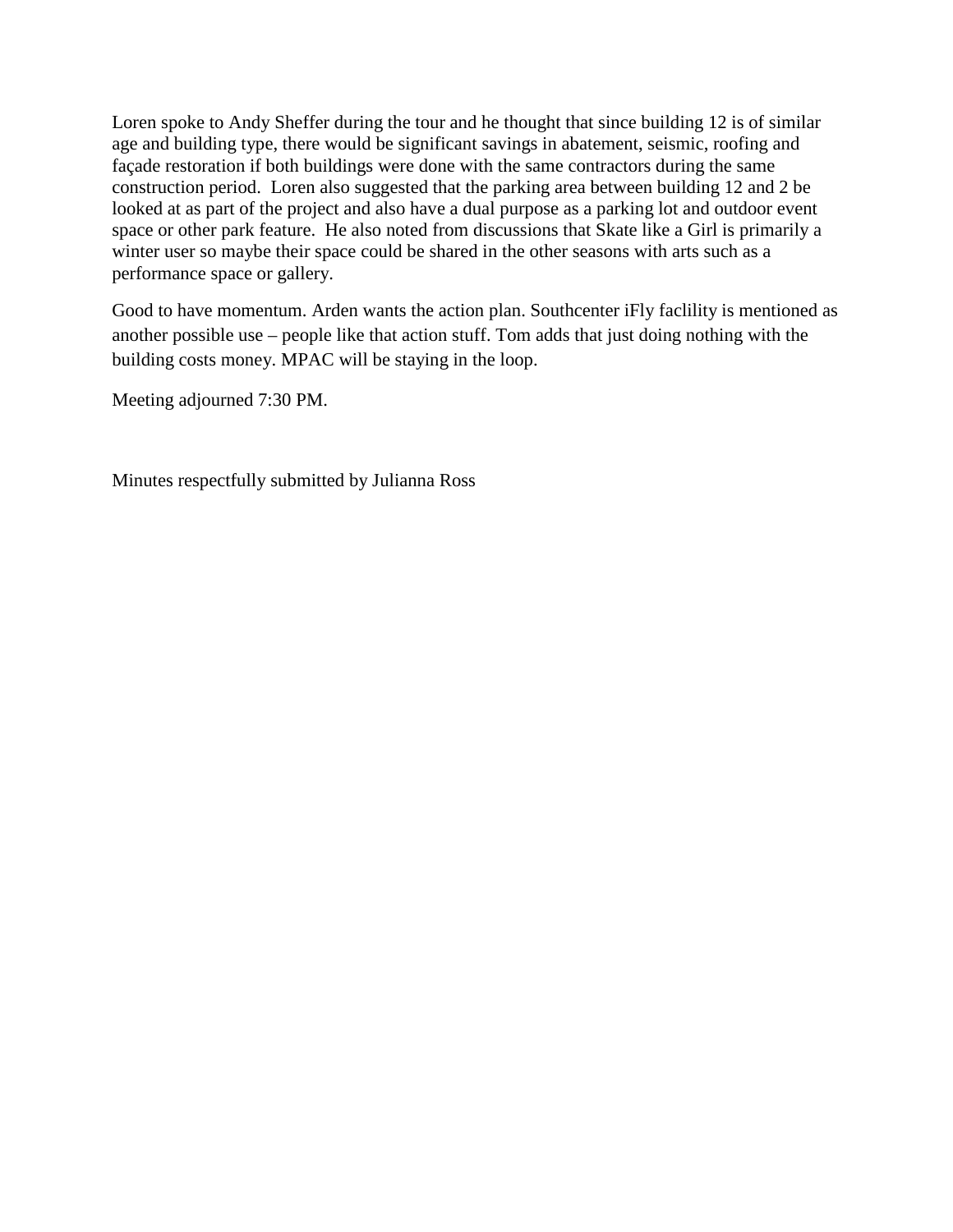Loren spoke to Andy Sheffer during the tour and he thought that since building 12 is of similar age and building type, there would be significant savings in abatement, seismic, roofing and façade restoration if both buildings were done with the same contractors during the same construction period. Loren also suggested that the parking area between building 12 and 2 be looked at as part of the project and also have a dual purpose as a parking lot and outdoor event space or other park feature. He also noted from discussions that Skate like a Girl is primarily a winter user so maybe their space could be shared in the other seasons with arts such as a performance space or gallery.

Good to have momentum. Arden wants the action plan. Southcenter iFly faclility is mentioned as another possible use – people like that action stuff. Tom adds that just doing nothing with the building costs money. MPAC will be staying in the loop.

Meeting adjourned 7:30 PM.

Minutes respectfully submitted by Julianna Ross